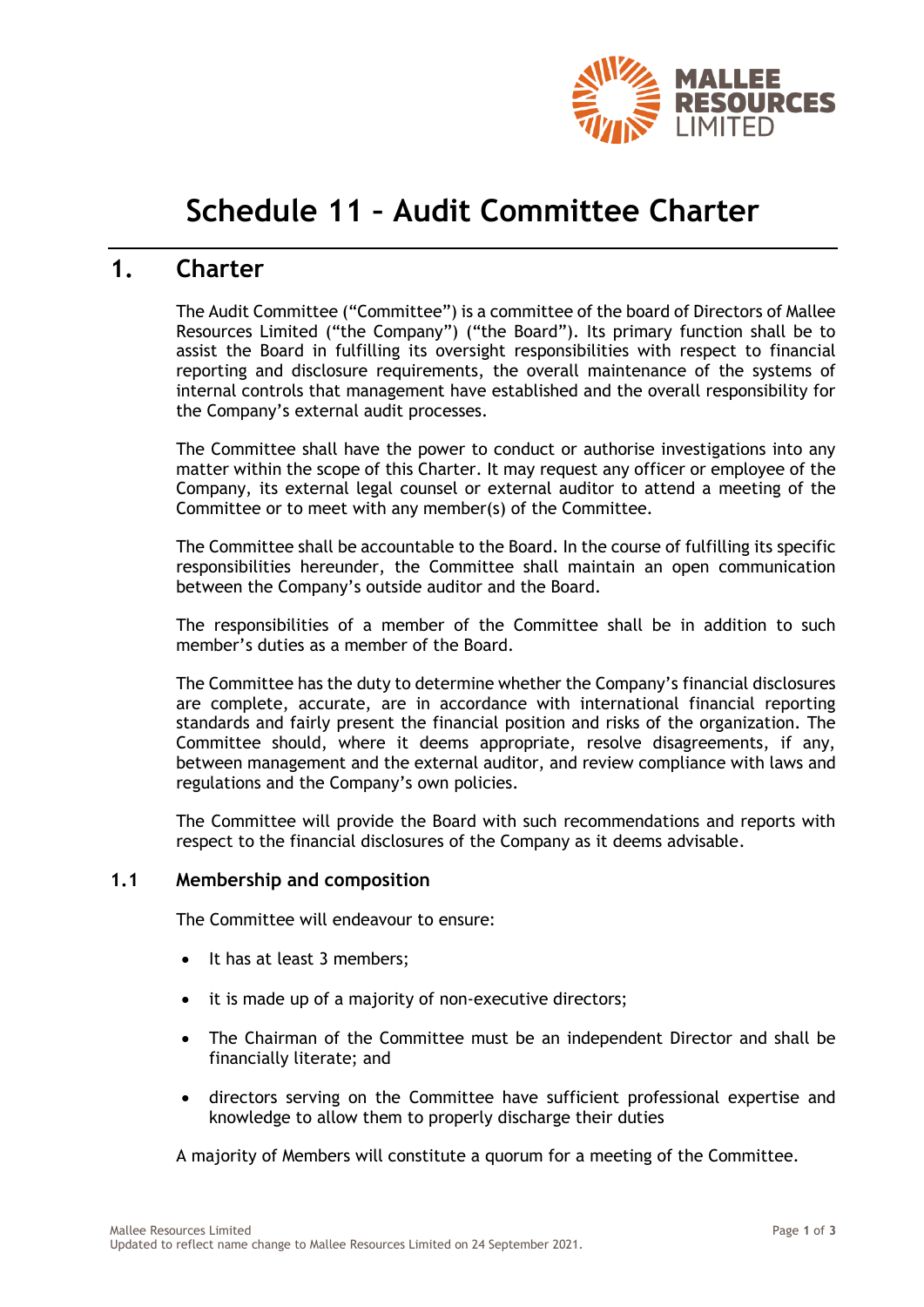# Schedule 11 – Audit Committee Charter

## 1. Charter

The Audit Committee ("Committee") is a committee of the board of Directors of Mallee Resources Limited ("the Company") ("the Board"). Its primary function shall be to assist the Board in fulfilling its oversight responsibilities with respect to financial reporting and disclosure requirements, the overall maintenance of the systems of internal controls that management have established and the overall responsibility for the Company's external audit processes.

The Committee shall have the power to conduct or authorise investigations into any matter within the scope of this Charter. It may request any officer or employee of the Company, its external legal counsel or external auditor to attend a meeting of the Committee or to meet with any member(s) of the Committee.

The Committee shall be accountable to the Board. In the course of fulfilling its specific responsibilities hereunder, the Committee shall maintain an open communication between the Company's outside auditor and the Board.

The responsibilities of a member of the Committee shall be in addition to such member's duties as a member of the Board.

The Committee has the duty to determine whether the Company's financial disclosures are complete, accurate, are in accordance with international financial reporting standards and fairly present the financial position and risks of the organization. The Committee should, where it deems appropriate, resolve disagreements, if any, between management and the external auditor, and review compliance with laws and regulations and the Company's own policies.

The Committee will provide the Board with such recommendations and reports with respect to the financial disclosures of the Company as it deems advisable.

### 1.1 Membership and composition

The Committee will endeavour to ensure:

- It has at least 3 members;
- it is made up of a majority of non-executive directors;
- The Chairman of the Committee must be an independent Director and shall be financially literate; and
- directors serving on the Committee have sufficient professional expertise and knowledge to allow them to properly discharge their duties

A majority of Members will constitute a quorum for a meeting of the Committee.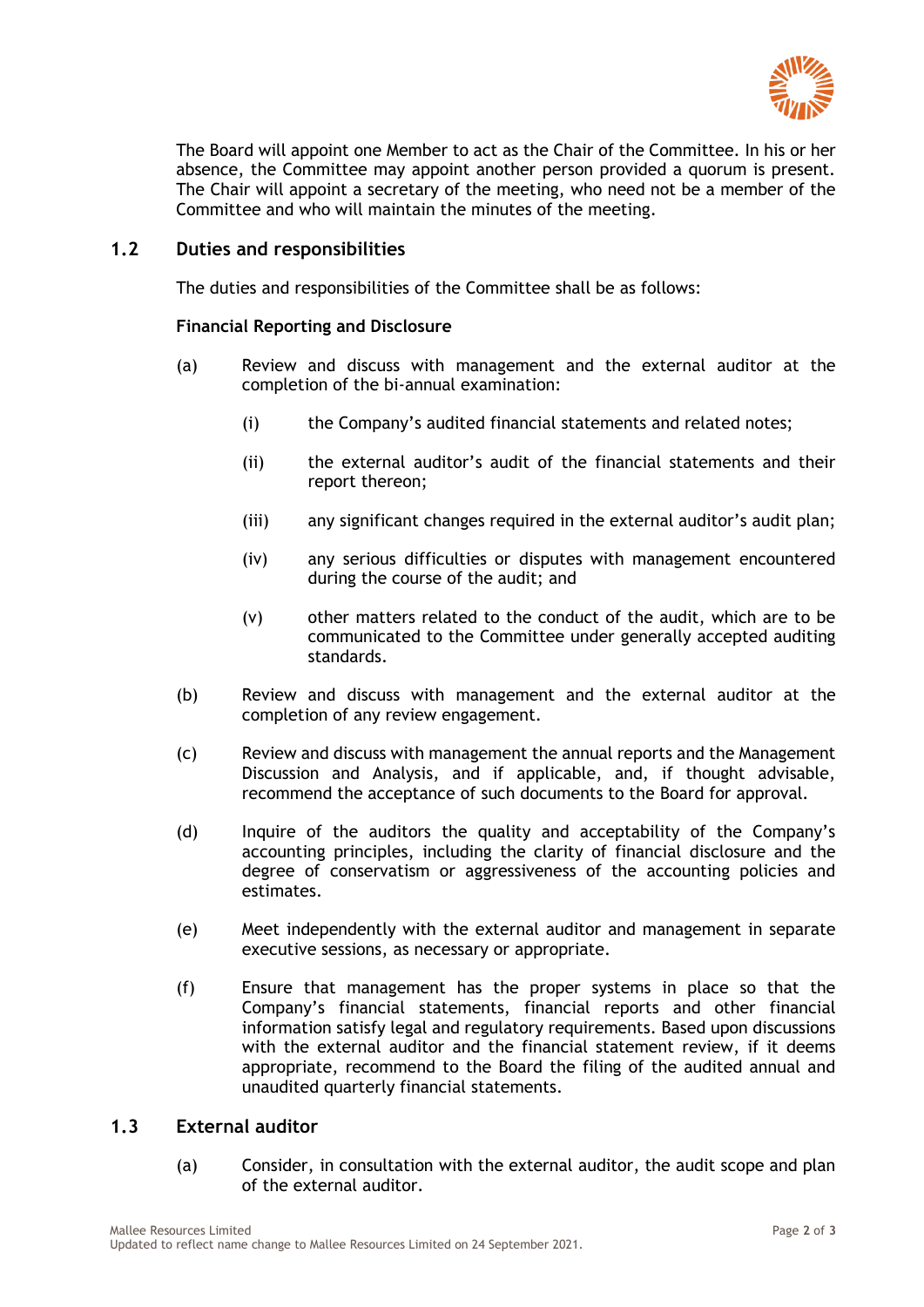The Board will appoint one Member to act as the Chair of the Committee. In his or her absence, the Committee may appoint another person provided a quorum is present. The Chair will appoint a secretary of the meeting, who need not be a member of the Committee and who will maintain the minutes of the meeting.

## 1.2 Duties and responsibilities

The duties and responsibilities of the Committee shall be as follows:

**Financial Reporting and Disclosure**

(a) Review and discuss with management and the external auditor at the completion of the bi-annual examination:

  (i) the Company's audited financial statements and related notes;

  (ii) the external auditor's audit of the financial statements and their report thereon;

  (iii) any significant changes required in the external auditor's audit plan;

  (iv) any serious difficulties or disputes with management encountered during the course of the audit; and

  (v) other matters related to the conduct of the audit, which are to be communicated to the Committee under generally accepted auditing standards.

(b) Review and discuss with management and the external auditor at the completion of any review engagement.

(c) Review and discuss with management the annual reports and the Management Discussion and Analysis, and if applicable, and, if thought advisable, recommend the acceptance of such documents to the Board for approval.

(d) Inquire of the auditors the quality and acceptability of the Company's accounting principles, including the clarity of financial disclosure and the degree of conservatism or aggressiveness of the accounting policies and estimates.

(e) Meet independently with the external auditor and management in separate executive sessions, as necessary or appropriate.

(f) Ensure that management has the proper systems in place so that the Company's financial statements, financial reports and other financial information satisfy legal and regulatory requirements. Based upon discussions with the external auditor and the financial statement review, if it deems appropriate, recommend to the Board the filing of the audited annual and unaudited quarterly financial statements.

## 1.3 External auditor

(a) Consider, in consultation with the external auditor, the audit scope and plan of the external auditor.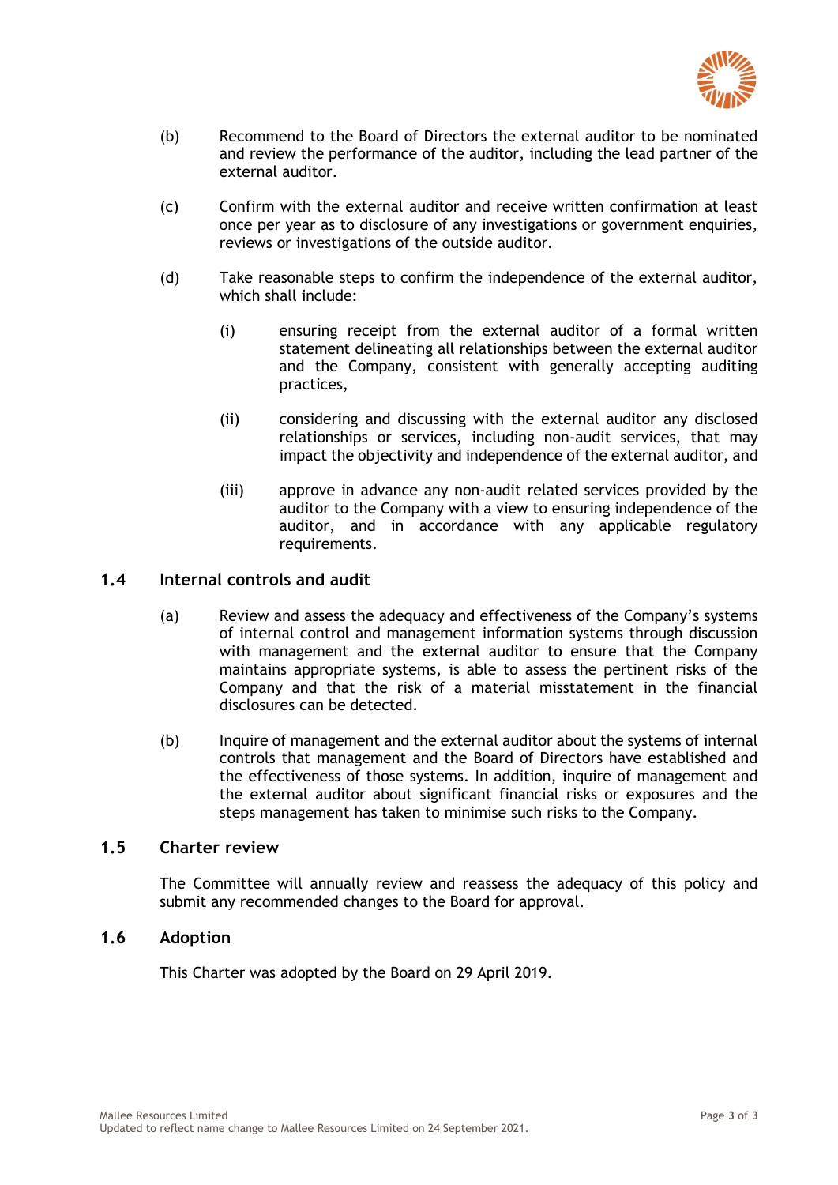(b) Recommend to the Board of Directors the external auditor to be nominated and review the performance of the auditor, including the lead partner of the external auditor.

(c) Confirm with the external auditor and receive written confirmation at least once per year as to disclosure of any investigations or government enquiries, reviews or investigations of the outside auditor.

(d) Take reasonable steps to confirm the independence of the external auditor, which shall include:

   (i) ensuring receipt from the external auditor of a formal written statement delineating all relationships between the external auditor and the Company, consistent with generally accepting auditing practices,

   (ii) considering and discussing with the external auditor any disclosed relationships or services, including non-audit services, that may impact the objectivity and independence of the external auditor, and

   (iii) approve in advance any non-audit related services provided by the auditor to the Company with a view to ensuring independence of the auditor, and in accordance with any applicable regulatory requirements.

## 1.4 Internal controls and audit

(a) Review and assess the adequacy and effectiveness of the Company's systems of internal control and management information systems through discussion with management and the external auditor to ensure that the Company maintains appropriate systems, is able to assess the pertinent risks of the Company and that the risk of a material misstatement in the financial disclosures can be detected.

(b) Inquire of management and the external auditor about the systems of internal controls that management and the Board of Directors have established and the effectiveness of those systems. In addition, inquire of management and the external auditor about significant financial risks or exposures and the steps management has taken to minimise such risks to the Company.

## 1.5 Charter review

The Committee will annually review and reassess the adequacy of this policy and submit any recommended changes to the Board for approval.

## 1.6 Adoption

This Charter was adopted by the Board on 29 April 2019.

Updated to reflect name change to Mallee Resources Limited on 24 September 2021.